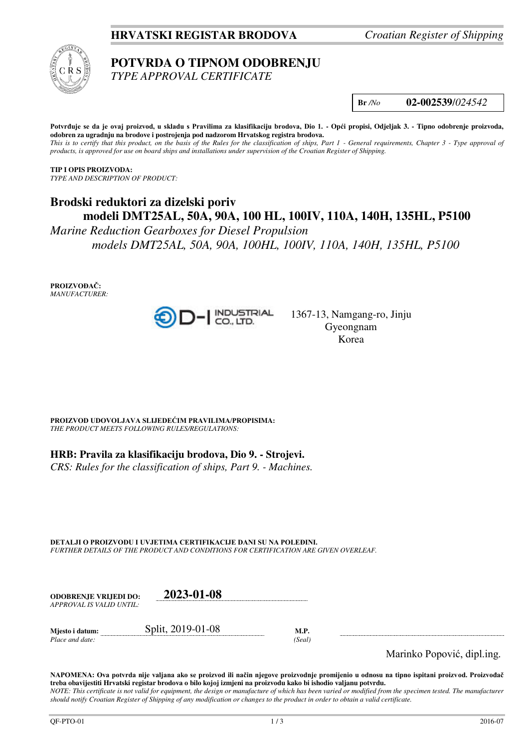**HRVATSKI REGISTAR BRODOVA** *Croatian Register of Shipping*

# POTVRDA O TIPNOM ODOBRENJU
*TYPE APPROVAL CERTIFICATE*

**Br** */No* **02-002539/***024542*

**Potvrđuje se da je ovaj proizvod, u skladu s Pravilima za klasifikaciju brodova, Dio 1. - Opći propisi, Odjeljak 3. - Tipno odobrenje proizvoda, odobren za ugradnju na brodove i postrojenja pod nadzorom Hrvatskog registra brodova.**
*This is to certify that this product, on the basis of the Rules for the classification of ships, Part 1 - General requirements, Chapter 3 - Type approval of products, is approved for use on board ships and installations under supervision of the Croatian Register of Shipping.*

**TIP I OPIS PROIZVODA:**
*TYPE AND DESCRIPTION OF PRODUCT:*

## Brodski reduktori za dizelski poriv
## modeli DMT25AL, 50A, 90A, 100 HL, 100IV, 110A, 140H, 135HL, P5100
*Marine Reduction Gearboxes for Diesel Propulsion*
*models DMT25AL, 50A, 90A, 100HL, 100IV, 110A, 140H, 135HL, P5100*

**PROIZVOĐAČ:**
*MANUFACTURER:*

D-I INDUSTRIAL CO., LTD.
1367-13, Namgang-ro, Jinju
Gyeongnam
Korea

**PROIZVOD UDOVOLJAVA SLIJEDEĆIM PRAVILIMA/PROPISIMA:**
*THE PRODUCT MEETS FOLLOWING RULES/REGULATIONS:*

**HRB: Pravila za klasifikaciju brodova, Dio 9. - Strojevi.**
*CRS: Rules for the classification of ships, Part 9. - Machines.*

**DETALJI O PROIZVODU I UVJETIMA CERTIFIKACIJE DANI SU NA POLEĐINI.**
*FURTHER DETAILS OF THE PRODUCT AND CONDITIONS FOR CERTIFICATION ARE GIVEN OVERLEAF.*

**ODOBRENJE VRIJEDI DO:** **2023-01-08**
*APPROVAL IS VALID UNTIL:*

**Mjesto i datum:** Split, 2019-01-08 **M.P.**
*Place and date:* *(Seal)*

Marinko Popović, dipl.ing.

**NAPOMENA: Ova potvrda nije valjana ako se proizvod ili način njegove proizvodnje promijenio u odnosu na tipno ispitani proizvod. Proizvođač treba obavijestiti Hrvatski registar brodova o bilo kojoj izmjeni na proizvodu kako bi ishodio valjanu potvrdu.**
*NOTE: This certificate is not valid for equipment, the design or manufacture of which has been varied or modified from the specimen tested. The manufacturer should notify Croatian Register of Shipping of any modification or changes to the product in order to obtain a valid certificate.*

QF-PTO-01 2016-07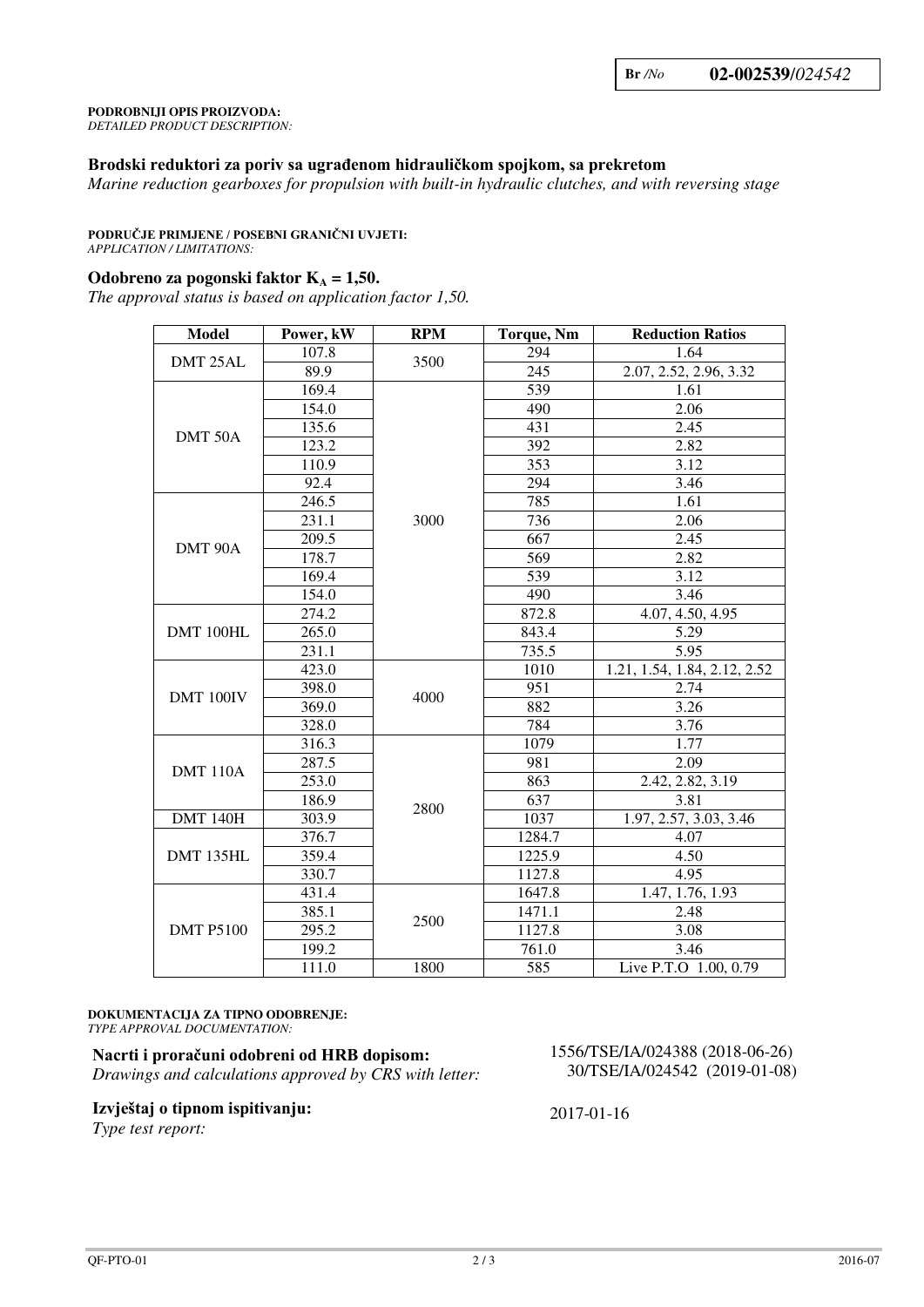**Br** *No* **02-002539/***024542*

**PODROBNIJI OPIS PROIZVODA:**
*DETAILED PRODUCT DESCRIPTION:*

**Brodski reduktori za poriv sa ugrađenom hidrauličkom spojkom, sa prekretom**
*Marine reduction gearboxes for propulsion with built-in hydraulic clutches, and with reversing stage*

**PODRUČJE PRIMJENE / POSEBNI GRANIČNI UVJETI:**
*APPLICATION / LIMITATIONS:*

**Odobreno za pogonski faktor $K_A$ = 1,50.**
*The approval status is based on application factor 1,50.*

| Model | Power, kW | RPM | Torque, Nm | Reduction Ratios |
|---|---|---|---|---|
| DMT 25AL | 107.8 | 3500 | 294 | 1.64 |
| | 89.9 | | 245 | 2.07, 2.52, 2.96, 3.32 |
| DMT 50A | 169.4 | 3000 | 539 | 1.61 |
| | 154.0 | | 490 | 2.06 |
| | 135.6 | | 431 | 2.45 |
| | 123.2 | | 392 | 2.82 |
| | 110.9 | | 353 | 3.12 |
| | 92.4 | | 294 | 3.46 |
| DMT 90A | 246.5 | | 785 | 1.61 |
| | 231.1 | | 736 | 2.06 |
| | 209.5 | | 667 | 2.45 |
| | 178.7 | | 569 | 2.82 |
| | 169.4 | | 539 | 3.12 |
| | 154.0 | | 490 | 3.46 |
| DMT 100HL | 274.2 | | 872.8 | 4.07, 4.50, 4.95 |
| | 265.0 | | 843.4 | 5.29 |
| | 231.1 | | 735.5 | 5.95 |
| DMT 100IV | 423.0 | 4000 | 1010 | 1.21, 1.54, 1.84, 2.12, 2.52 |
| | 398.0 | | 951 | 2.74 |
| | 369.0 | | 882 | 3.26 |
| | 328.0 | | 784 | 3.76 |
| DMT 110A | 316.3 | 2800 | 1079 | 1.77 |
| | 287.5 | | 981 | 2.09 |
| | 253.0 | | 863 | 2.42, 2.82, 3.19 |
| | 186.9 | | 637 | 3.81 |
| DMT 140H | 303.9 | | 1037 | 1.97, 2.57, 3.03, 3.46 |
| DMT 135HL | 376.7 | | 1284.7 | 4.07 |
| | 359.4 | | 1225.9 | 4.50 |
| | 330.7 | | 1127.8 | 4.95 |
| DMT P5100 | 431.4 | 2500 | 1647.8 | 1.47, 1.76, 1.93 |
| | 385.1 | | 1471.1 | 2.48 |
| | 295.2 | | 1127.8 | 3.08 |
| | 199.2 | | 761.0 | 3.46 |
| | 111.0 | 1800 | 585 | Live P.T.O 1.00, 0.79 |

**DOKUMENTACIJA ZA TIPNO ODOBRENJE:**
*TYPE APPROVAL DOCUMENTATION:*

**Nacrti i proračuni odobreni od HRB dopisom:**
*Drawings and calculations approved by CRS with letter:*

1556/TSE/IA/024388 (2018-06-26)
30/TSE/IA/024542 (2019-01-08)

**Izvještaj o tipnom ispitivanju:**
*Type test report:*

2017-01-16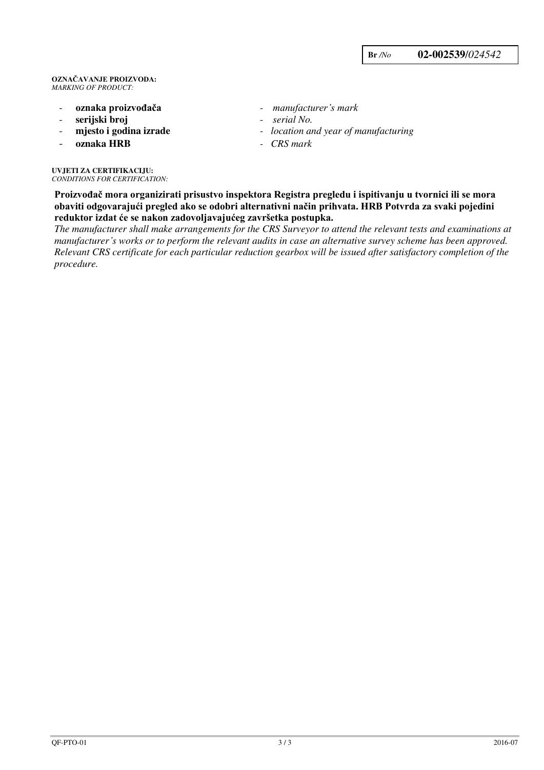**Br** */No* **02-002539/***024542*

**OZNAČAVANJE PROIZVODA:**
*MARKING OF PRODUCT:*

| | |
|---|---|
| - **oznaka proizvođača** | - *manufacturer's mark* |
| - **serijski broj** | - *serial No.* |
| - **mjesto i godina izrade** | - *location and year of manufacturing* |
| - **oznaka HRB** | - *CRS mark* |

**UVJETI ZA CERTIFIKACIJU:**
*CONDITIONS FOR CERTIFICATION:*

**Proizvođač mora organizirati prisustvo inspektora Registra pregledu i ispitivanju u tvornici ili se mora obaviti odgovarajući pregled ako se odobri alternativni način prihvata. HRB Potvrda za svaki pojedini reduktor izdat će se nakon zadovoljavajućeg završetka postupka.**

*The manufacturer shall make arrangements for the CRS Surveyor to attend the relevant tests and examinations at manufacturer's works or to perform the relevant audits in case an alternative survey scheme has been approved. Relevant CRS certificate for each particular reduction gearbox will be issued after satisfactory completion of the procedure.*